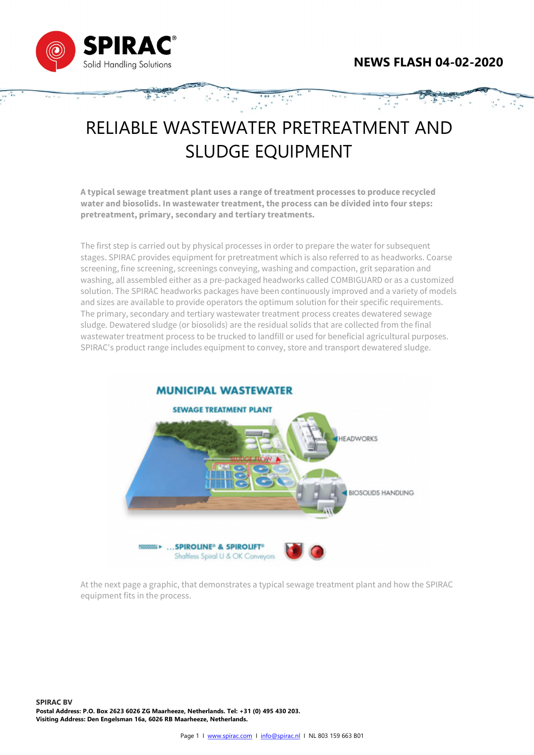**NEWS FLASH 04-02-2020**

# RELIABLE WASTEWATER PRETREATMENT AND SLUDGE EQUIPMENT

**A typical sewage treatment plant uses a range of treatment processes to produce recycled water and biosolids. In wastewater treatment, the process can be divided into four steps: pretreatment, primary, secondary and tertiary treatments.**

The first step is carried out by physical processes in order to prepare the water for subsequent stages. SPIRAC provides equipment for pretreatment which is also referred to as headworks. Coarse screening, fine screening, screenings conveying, washing and compaction, grit separation and washing, all assembled either as a pre-packaged headworks called COMBIGUARD or as a customized solution. The SPIRAC headworks packages have been continuously improved and a variety of models and sizes are available to provide operators the optimum solution for their specific requirements. The primary, secondary and tertiary wastewater treatment process creates dewatered sewage sludge. Dewatered sludge (or biosolids) are the residual solids that are collected from the final wastewater treatment process to be trucked to landfill or used for beneficial agricultural purposes. SPIRAC's product range includes equipment to convey, store and transport dewatered sludge.

MUNICIPAL WASTEWATER

SEWAGE TREATMENT PLANT

SLUDGE FLOW

HEADWORKS

BIOSOLIDS HANDLING

...SPIROLINE® & SPIROLIFT® Shaftless Spiral U & OK Conveyors

At the next page a graphic, that demonstrates a typical sewage treatment plant and how the SPIRAC equipment fits in the process.

**SPIRAC BV**
**Postal Address: P.O. Box 2623 6026 ZG Maarheeze, Netherlands. Tel: +31 (0) 495 430 203.**
**Visiting Address: Den Engelsman 16a, 6026 RB Maarheeze, Netherlands.**

www.spirac.com I info@spirac.nl I NL 803 159 663 B01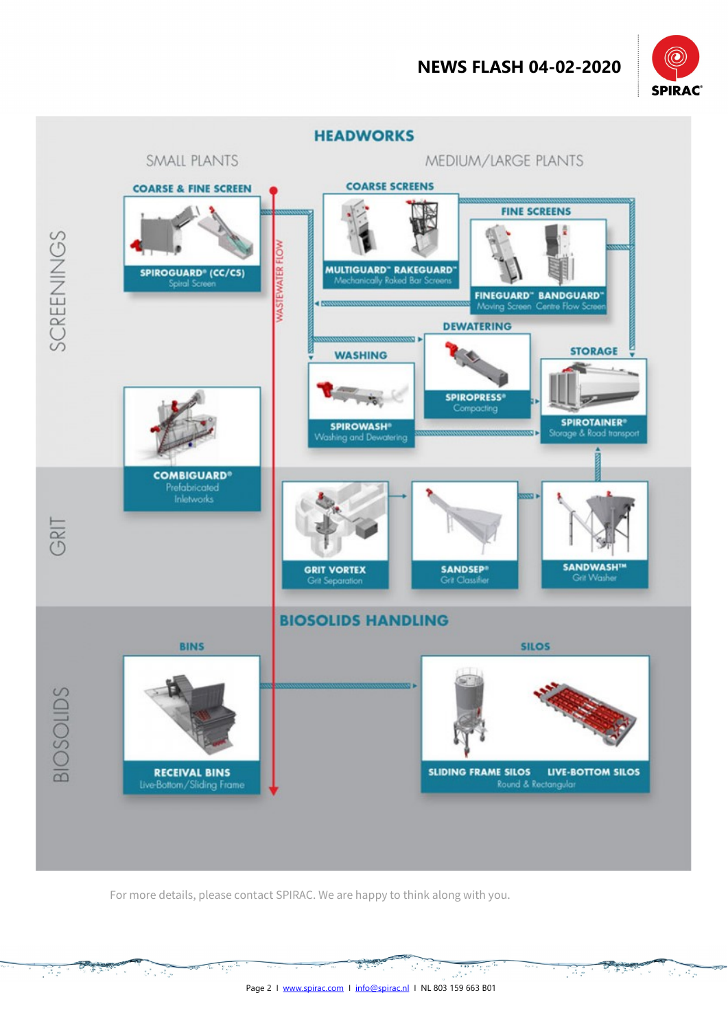# NEWS FLASH 04-02-2020

## HEADWORKS

SCREENINGS

SMALL PLANTS

COARSE & FINE SCREEN

**SPIROGUARD® (CC/CS)**
Spiral Screen

MEDIUM/LARGE PLANTS

COARSE SCREENS

**MULTIGUARD™ RAKEGUARD™**
Mechanically Raked Bar Screens

FINE SCREENS

**FINEGUARD™ BANDGUARD™**
Moving Screen Centre Flow Screen

WASTEWATER FLOW

DEWATERING

**SPIROPRESS®**
Compacting

WASHING

**SPIROWASH®**
Washing and Dewatering

STORAGE

**SPIROTAINER®**
Storage & Road transport

**COMBIGUARD®**
Prefabricated Inletworks

GRIT

**GRIT VORTEX**
Grit Separation

**SANDSEP®**
Grit Classifier

**SANDWASH™**
Grit Washer

## BIOSOLIDS HANDLING

BIOSOLIDS

BINS

**RECEIVAL BINS**
Live-Bottom/Sliding Frame

SILOS

**SLIDING FRAME SILOS LIVE-BOTTOM SILOS**
Round & Rectangular

For more details, please contact SPIRAC. We are happy to think along with you.